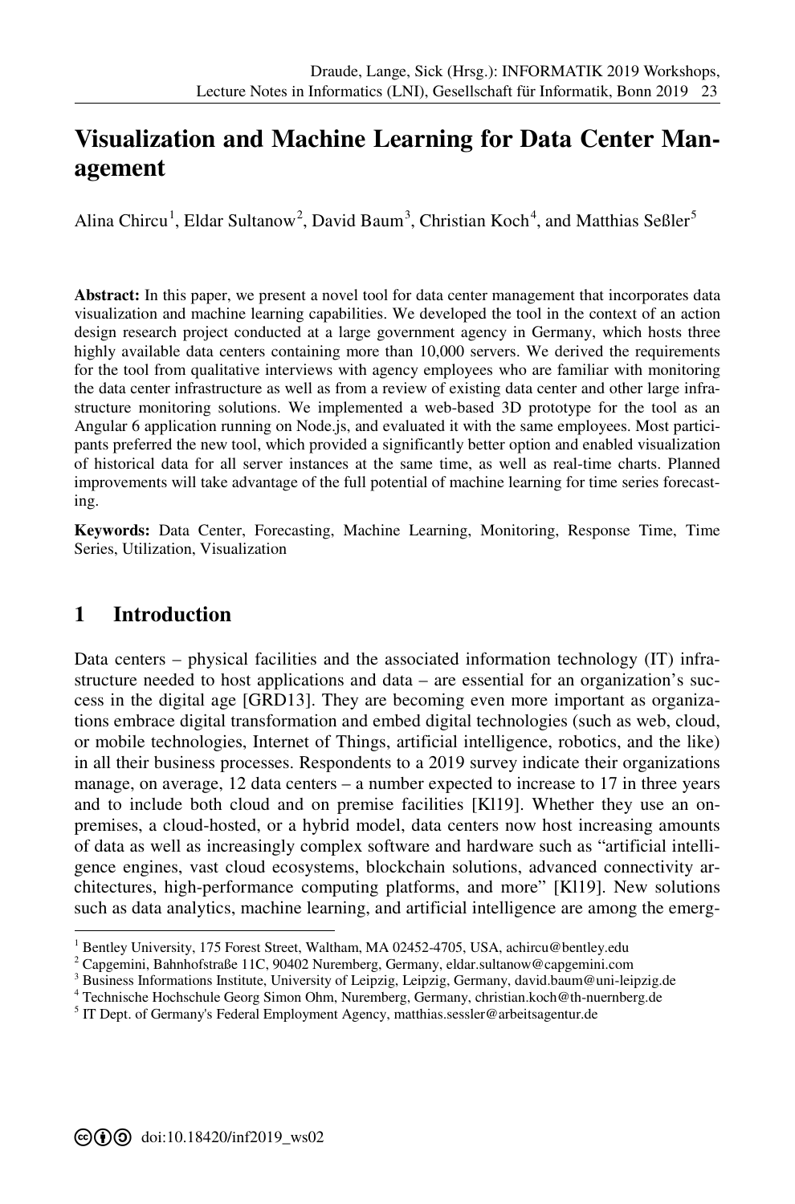# Visualization and Machine Learning for Data Center Management

Alina Chircu[1], Eldar Sultanow[2], David Baum[3], Christian Koch[4], and Matthias Seßler[5]

**Abstract:** In this paper, we present a novel tool for data center management that incorporates data visualization and machine learning capabilities. We developed the tool in the context of an action design research project conducted at a large government agency in Germany, which hosts three highly available data centers containing more than 10,000 servers. We derived the requirements for the tool from qualitative interviews with agency employees who are familiar with monitoring the data center infrastructure as well as from a review of existing data center and other large infrastructure monitoring solutions. We implemented a web-based 3D prototype for the tool as an Angular 6 application running on Node.js, and evaluated it with the same employees. Most participants preferred the new tool, which provided a significantly better option and enabled visualization of historical data for all server instances at the same time, as well as real-time charts. Planned improvements will take advantage of the full potential of machine learning for time series forecasting.

**Keywords:** Data Center, Forecasting, Machine Learning, Monitoring, Response Time, Time Series, Utilization, Visualization

## 1 Introduction

Data centers – physical facilities and the associated information technology (IT) infrastructure needed to host applications and data – are essential for an organization's success in the digital age [GRD13]. They are becoming even more important as organizations embrace digital transformation and embed digital technologies (such as web, cloud, or mobile technologies, Internet of Things, artificial intelligence, robotics, and the like) in all their business processes. Respondents to a 2019 survey indicate their organizations manage, on average, 12 data centers – a number expected to increase to 17 in three years and to include both cloud and on premise facilities [Kl19]. Whether they use an on-premises, a cloud-hosted, or a hybrid model, data centers now host increasing amounts of data as well as increasingly complex software and hardware such as "artificial intelligence engines, vast cloud ecosystems, blockchain solutions, advanced connectivity architectures, high-performance computing platforms, and more" [Kl19]. New solutions such as data analytics, machine learning, and artificial intelligence are among the emerg-

[1] Bentley University, 175 Forest Street, Waltham, MA 02452-4705, USA, achircu@bentley.edu
[2] Capgemini, Bahnhofstraße 11C, 90402 Nuremberg, Germany, eldar.sultanow@capgemini.com
[3] Business Informations Institute, University of Leipzig, Leipzig, Germany, david.baum@uni-leipzig.de
[4] Technische Hochschule Georg Simon Ohm, Nuremberg, Germany, christian.koch@th-nuernberg.de
[5] IT Dept. of Germany's Federal Employment Agency, matthias.sessler@arbeitsagentur.de

doi:10.18420/inf2019_ws02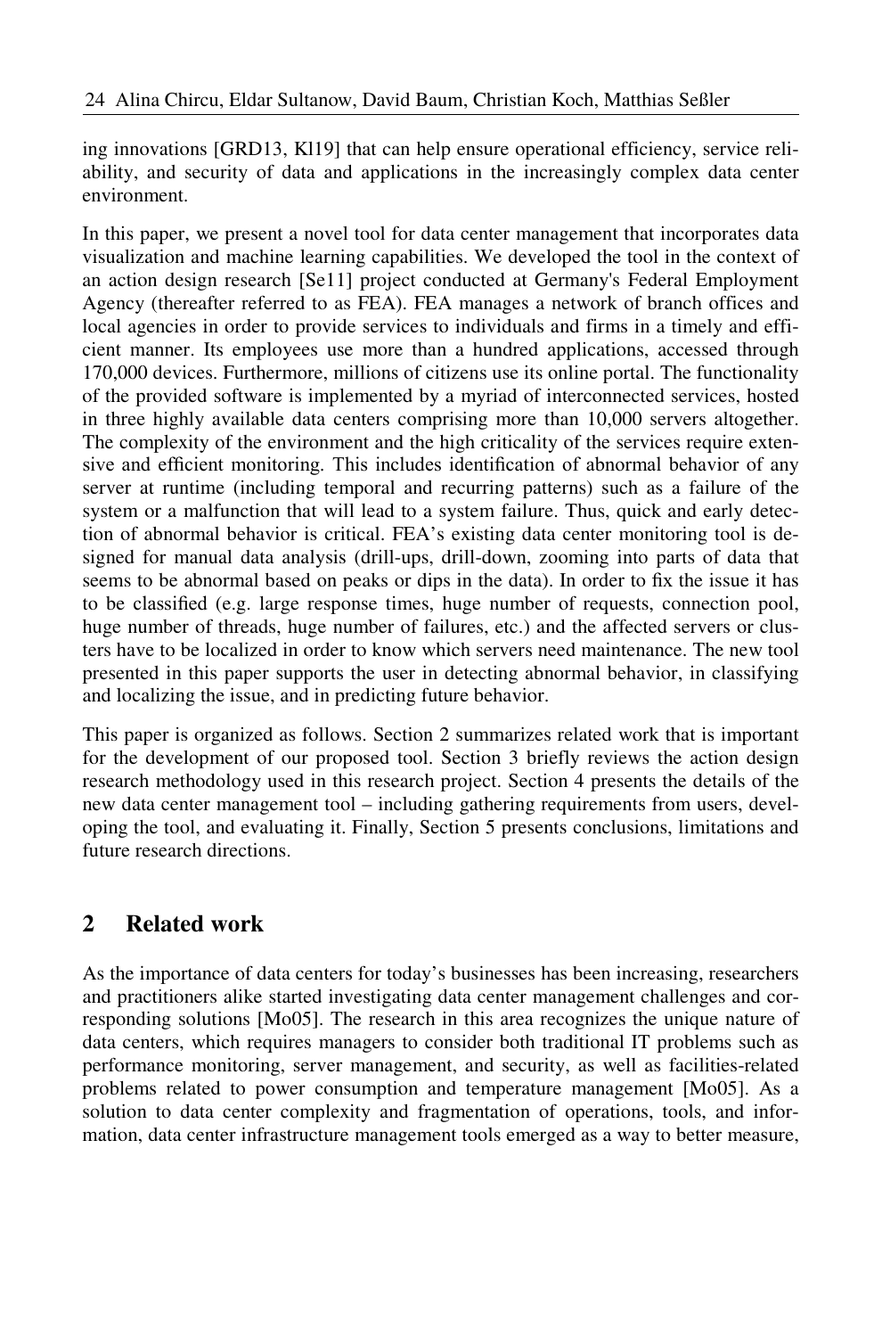ing innovations [GRD13, Kl19] that can help ensure operational efficiency, service reliability, and security of data and applications in the increasingly complex data center environment.

In this paper, we present a novel tool for data center management that incorporates data visualization and machine learning capabilities. We developed the tool in the context of an action design research [Se11] project conducted at Germany's Federal Employment Agency (thereafter referred to as FEA). FEA manages a network of branch offices and local agencies in order to provide services to individuals and firms in a timely and efficient manner. Its employees use more than a hundred applications, accessed through 170,000 devices. Furthermore, millions of citizens use its online portal. The functionality of the provided software is implemented by a myriad of interconnected services, hosted in three highly available data centers comprising more than 10,000 servers altogether. The complexity of the environment and the high criticality of the services require extensive and efficient monitoring. This includes identification of abnormal behavior of any server at runtime (including temporal and recurring patterns) such as a failure of the system or a malfunction that will lead to a system failure. Thus, quick and early detection of abnormal behavior is critical. FEA's existing data center monitoring tool is designed for manual data analysis (drill-ups, drill-down, zooming into parts of data that seems to be abnormal based on peaks or dips in the data). In order to fix the issue it has to be classified (e.g. large response times, huge number of requests, connection pool, huge number of threads, huge number of failures, etc.) and the affected servers or clusters have to be localized in order to know which servers need maintenance. The new tool presented in this paper supports the user in detecting abnormal behavior, in classifying and localizing the issue, and in predicting future behavior.

This paper is organized as follows. Section 2 summarizes related work that is important for the development of our proposed tool. Section 3 briefly reviews the action design research methodology used in this research project. Section 4 presents the details of the new data center management tool – including gathering requirements from users, developing the tool, and evaluating it. Finally, Section 5 presents conclusions, limitations and future research directions.

## 2 Related work

As the importance of data centers for today's businesses has been increasing, researchers and practitioners alike started investigating data center management challenges and corresponding solutions [Mo05]. The research in this area recognizes the unique nature of data centers, which requires managers to consider both traditional IT problems such as performance monitoring, server management, and security, as well as facilities-related problems related to power consumption and temperature management [Mo05]. As a solution to data center complexity and fragmentation of operations, tools, and information, data center infrastructure management tools emerged as a way to better measure,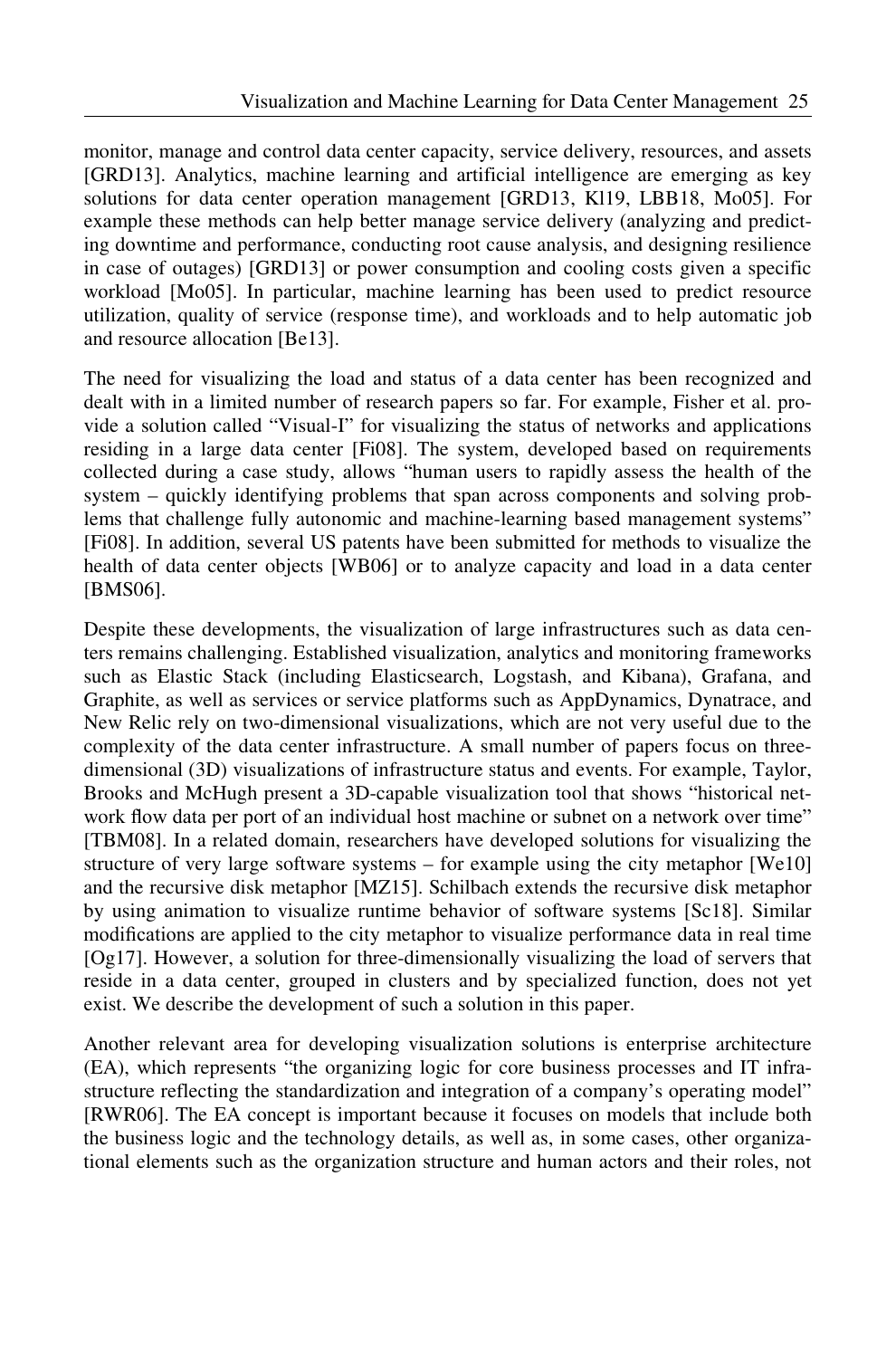monitor, manage and control data center capacity, service delivery, resources, and assets [GRD13]. Analytics, machine learning and artificial intelligence are emerging as key solutions for data center operation management [GRD13, Kl19, LBB18, Mo05]. For example these methods can help better manage service delivery (analyzing and predicting downtime and performance, conducting root cause analysis, and designing resilience in case of outages) [GRD13] or power consumption and cooling costs given a specific workload [Mo05]. In particular, machine learning has been used to predict resource utilization, quality of service (response time), and workloads and to help automatic job and resource allocation [Be13].

The need for visualizing the load and status of a data center has been recognized and dealt with in a limited number of research papers so far. For example, Fisher et al. provide a solution called "Visual-I" for visualizing the status of networks and applications residing in a large data center [Fi08]. The system, developed based on requirements collected during a case study, allows "human users to rapidly assess the health of the system – quickly identifying problems that span across components and solving problems that challenge fully autonomic and machine-learning based management systems" [Fi08]. In addition, several US patents have been submitted for methods to visualize the health of data center objects [WB06] or to analyze capacity and load in a data center [BMS06].

Despite these developments, the visualization of large infrastructures such as data centers remains challenging. Established visualization, analytics and monitoring frameworks such as Elastic Stack (including Elasticsearch, Logstash, and Kibana), Grafana, and Graphite, as well as services or service platforms such as AppDynamics, Dynatrace, and New Relic rely on two-dimensional visualizations, which are not very useful due to the complexity of the data center infrastructure. A small number of papers focus on three-dimensional (3D) visualizations of infrastructure status and events. For example, Taylor, Brooks and McHugh present a 3D-capable visualization tool that shows "historical network flow data per port of an individual host machine or subnet on a network over time" [TBM08]. In a related domain, researchers have developed solutions for visualizing the structure of very large software systems – for example using the city metaphor [We10] and the recursive disk metaphor [MZ15]. Schilbach extends the recursive disk metaphor by using animation to visualize runtime behavior of software systems [Sc18]. Similar modifications are applied to the city metaphor to visualize performance data in real time [Og17]. However, a solution for three-dimensionally visualizing the load of servers that reside in a data center, grouped in clusters and by specialized function, does not yet exist. We describe the development of such a solution in this paper.

Another relevant area for developing visualization solutions is enterprise architecture (EA), which represents "the organizing logic for core business processes and IT infrastructure reflecting the standardization and integration of a company's operating model" [RWR06]. The EA concept is important because it focuses on models that include both the business logic and the technology details, as well as, in some cases, other organizational elements such as the organization structure and human actors and their roles, not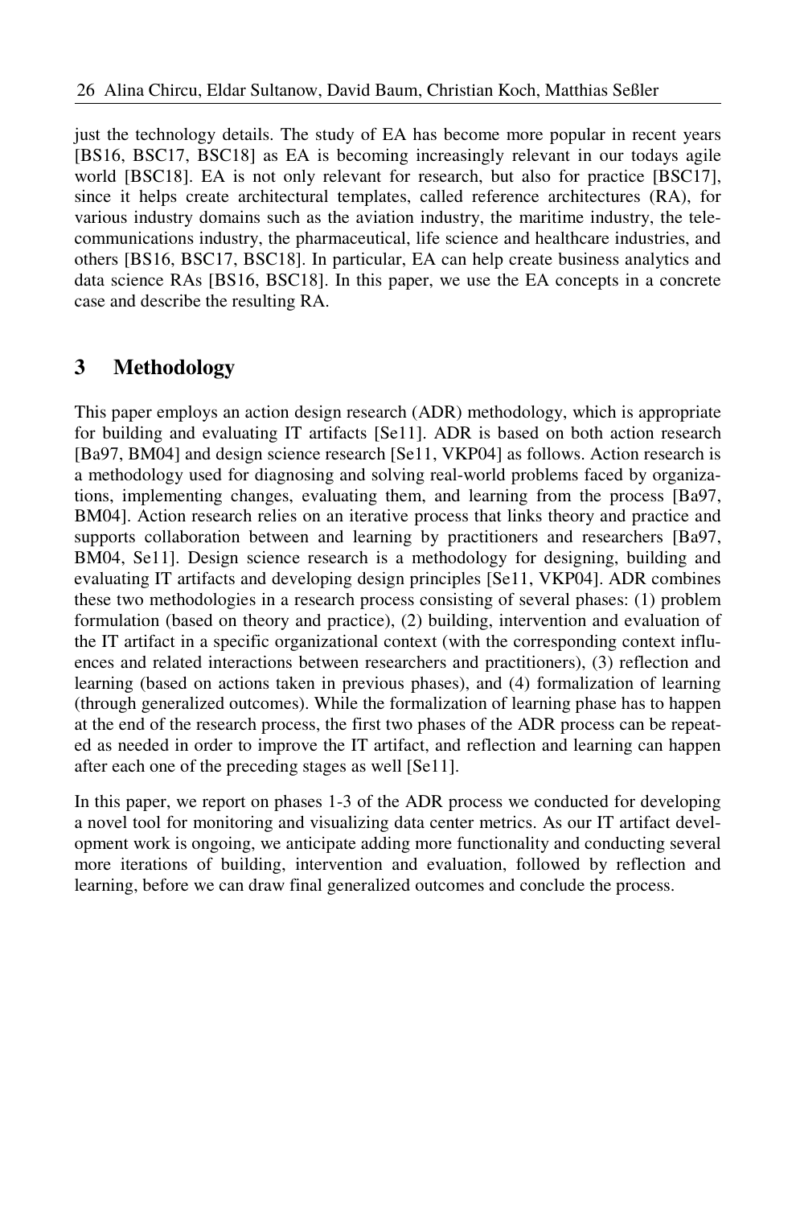just the technology details. The study of EA has become more popular in recent years [BS16, BSC17, BSC18] as EA is becoming increasingly relevant in our todays agile world [BSC18]. EA is not only relevant for research, but also for practice [BSC17], since it helps create architectural templates, called reference architectures (RA), for various industry domains such as the aviation industry, the maritime industry, the telecommunications industry, the pharmaceutical, life science and healthcare industries, and others [BS16, BSC17, BSC18]. In particular, EA can help create business analytics and data science RAs [BS16, BSC18]. In this paper, we use the EA concepts in a concrete case and describe the resulting RA.

## 3 Methodology

This paper employs an action design research (ADR) methodology, which is appropriate for building and evaluating IT artifacts [Se11]. ADR is based on both action research [Ba97, BM04] and design science research [Se11, VKP04] as follows. Action research is a methodology used for diagnosing and solving real-world problems faced by organizations, implementing changes, evaluating them, and learning from the process [Ba97, BM04]. Action research relies on an iterative process that links theory and practice and supports collaboration between and learning by practitioners and researchers [Ba97, BM04, Se11]. Design science research is a methodology for designing, building and evaluating IT artifacts and developing design principles [Se11, VKP04]. ADR combines these two methodologies in a research process consisting of several phases: (1) problem formulation (based on theory and practice), (2) building, intervention and evaluation of the IT artifact in a specific organizational context (with the corresponding context influences and related interactions between researchers and practitioners), (3) reflection and learning (based on actions taken in previous phases), and (4) formalization of learning (through generalized outcomes). While the formalization of learning phase has to happen at the end of the research process, the first two phases of the ADR process can be repeated as needed in order to improve the IT artifact, and reflection and learning can happen after each one of the preceding stages as well [Se11].

In this paper, we report on phases 1-3 of the ADR process we conducted for developing a novel tool for monitoring and visualizing data center metrics. As our IT artifact development work is ongoing, we anticipate adding more functionality and conducting several more iterations of building, intervention and evaluation, followed by reflection and learning, before we can draw final generalized outcomes and conclude the process.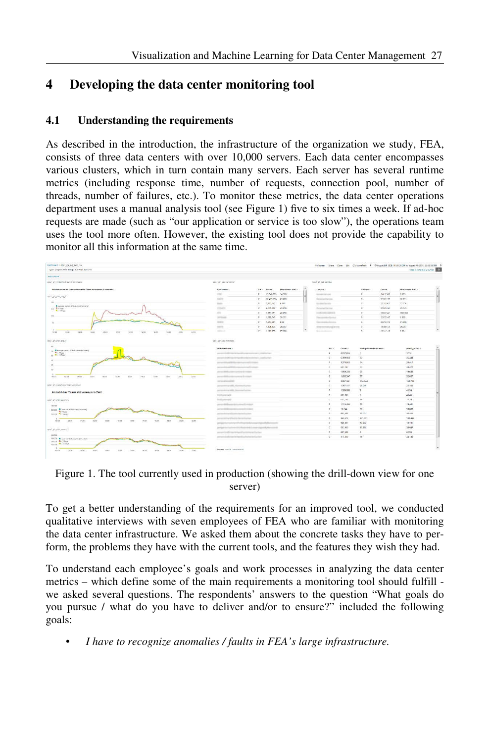# 4 Developing the data center monitoring tool

## 4.1 Understanding the requirements

As described in the introduction, the infrastructure of the organization we study, FEA, consists of three data centers with over 10,000 servers. Each data center encompasses various clusters, which in turn contain many servers. Each server has several runtime metrics (including response time, number of requests, connection pool, number of threads, number of failures, etc.). To monitor these metrics, the data center operations department uses a manual analysis tool (see Figure 1) five to six times a week. If ad-hoc requests are made (such as "our application or service is too slow"), the operations team uses the tool more often. However, the existing tool does not provide the capability to monitor all this information at the same time.

Figure 1. The tool currently used in production (showing the drill-down view for one server)

To get a better understanding of the requirements for an improved tool, we conducted qualitative interviews with seven employees of FEA who are familiar with monitoring the data center infrastructure. We asked them about the concrete tasks they have to perform, the problems they have with the current tools, and the features they wish they had.

To understand each employee's goals and work processes in analyzing the data center metrics – which define some of the main requirements a monitoring tool should fulfill - we asked several questions. The respondents' answers to the question "What goals do you pursue / what do you have to deliver and/or to ensure?" included the following goals:

- *I have to recognize anomalies / faults in FEA's large infrastructure.*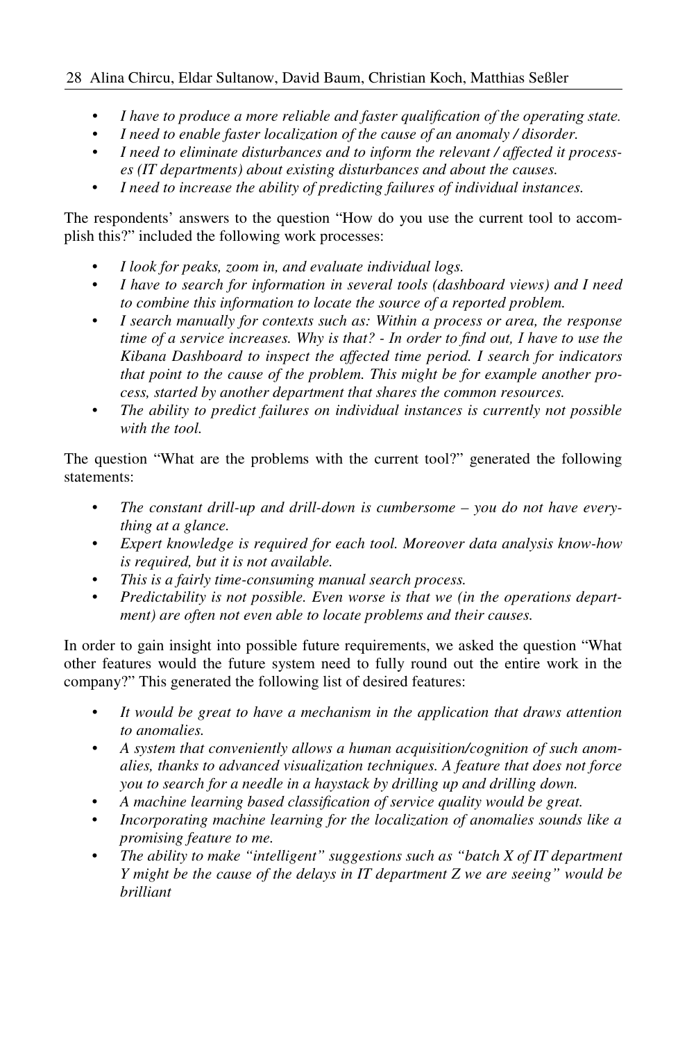- *I have to produce a more reliable and faster qualification of the operating state.*
- *I need to enable faster localization of the cause of an anomaly / disorder.*
- *I need to eliminate disturbances and to inform the relevant / affected it processes (IT departments) about existing disturbances and about the causes.*
- *I need to increase the ability of predicting failures of individual instances.*

The respondents' answers to the question "How do you use the current tool to accomplish this?" included the following work processes:

- *I look for peaks, zoom in, and evaluate individual logs.*
- *I have to search for information in several tools (dashboard views) and I need to combine this information to locate the source of a reported problem.*
- *I search manually for contexts such as: Within a process or area, the response time of a service increases. Why is that? - In order to find out, I have to use the Kibana Dashboard to inspect the affected time period. I search for indicators that point to the cause of the problem. This might be for example another process, started by another department that shares the common resources.*
- *The ability to predict failures on individual instances is currently not possible with the tool.*

The question "What are the problems with the current tool?" generated the following statements:

- *The constant drill-up and drill-down is cumbersome – you do not have everything at a glance.*
- *Expert knowledge is required for each tool. Moreover data analysis know-how is required, but it is not available.*
- *This is a fairly time-consuming manual search process.*
- *Predictability is not possible. Even worse is that we (in the operations department) are often not even able to locate problems and their causes.*

In order to gain insight into possible future requirements, we asked the question "What other features would the future system need to fully round out the entire work in the company?" This generated the following list of desired features:

- *It would be great to have a mechanism in the application that draws attention to anomalies.*
- *A system that conveniently allows a human acquisition/cognition of such anomalies, thanks to advanced visualization techniques. A feature that does not force you to search for a needle in a haystack by drilling up and drilling down.*
- *A machine learning based classification of service quality would be great.*
- *Incorporating machine learning for the localization of anomalies sounds like a promising feature to me.*
- *The ability to make "intelligent" suggestions such as "batch X of IT department Y might be the cause of the delays in IT department Z we are seeing" would be brilliant*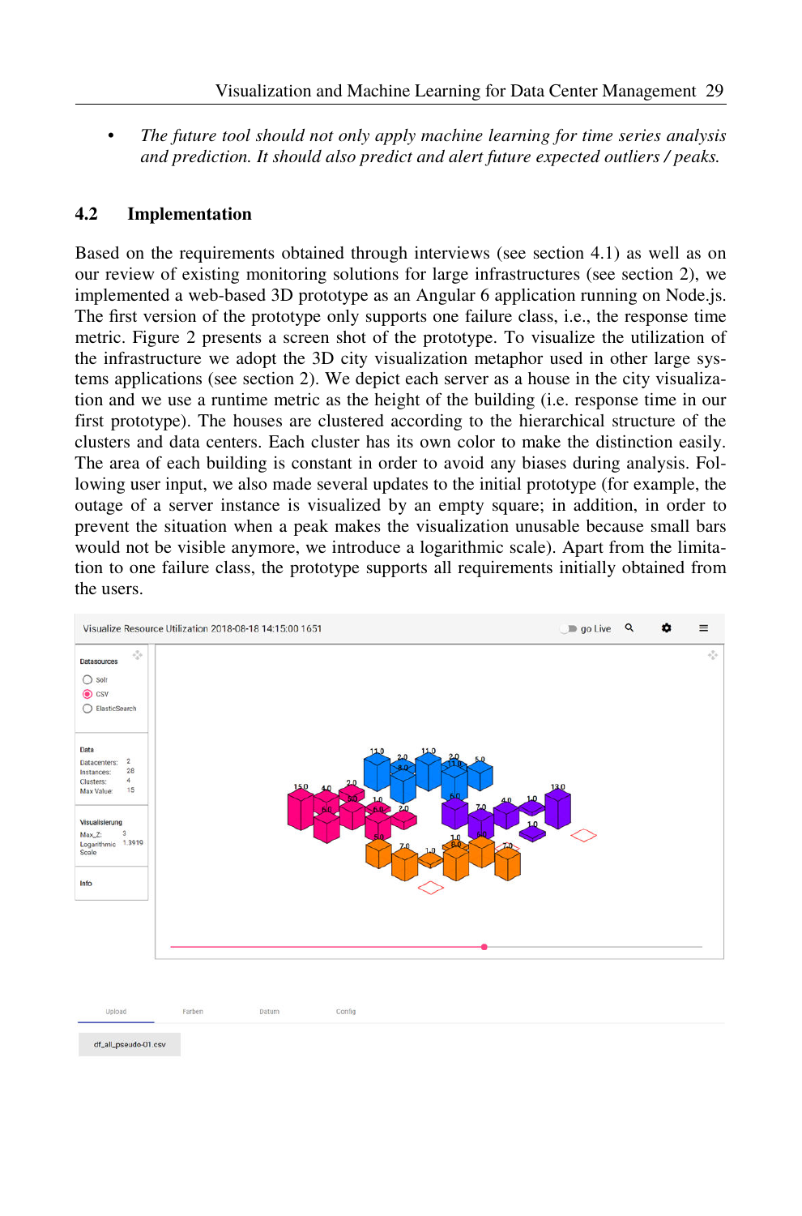- *The future tool should not only apply machine learning for time series analysis and prediction. It should also predict and alert future expected outliers / peaks.*

## 4.2 Implementation

Based on the requirements obtained through interviews (see section 4.1) as well as on our review of existing monitoring solutions for large infrastructures (see section 2), we implemented a web-based 3D prototype as an Angular 6 application running on Node.js. The first version of the prototype only supports one failure class, i.e., the response time metric. Figure 2 presents a screen shot of the prototype. To visualize the utilization of the infrastructure we adopt the 3D city visualization metaphor used in other large systems applications (see section 2). We depict each server as a house in the city visualization and we use a runtime metric as the height of the building (i.e. response time in our first prototype). The houses are clustered according to the hierarchical structure of the clusters and data centers. Each cluster has its own color to make the distinction easily. The area of each building is constant in order to avoid any biases during analysis. Following user input, we also made several updates to the initial prototype (for example, the outage of a server instance is visualized by an empty square; in addition, in order to prevent the situation when a peak makes the visualization unusable because small bars would not be visible anymore, we introduce a logarithmic scale). Apart from the limitation to one failure class, the prototype supports all requirements initially obtained from the users.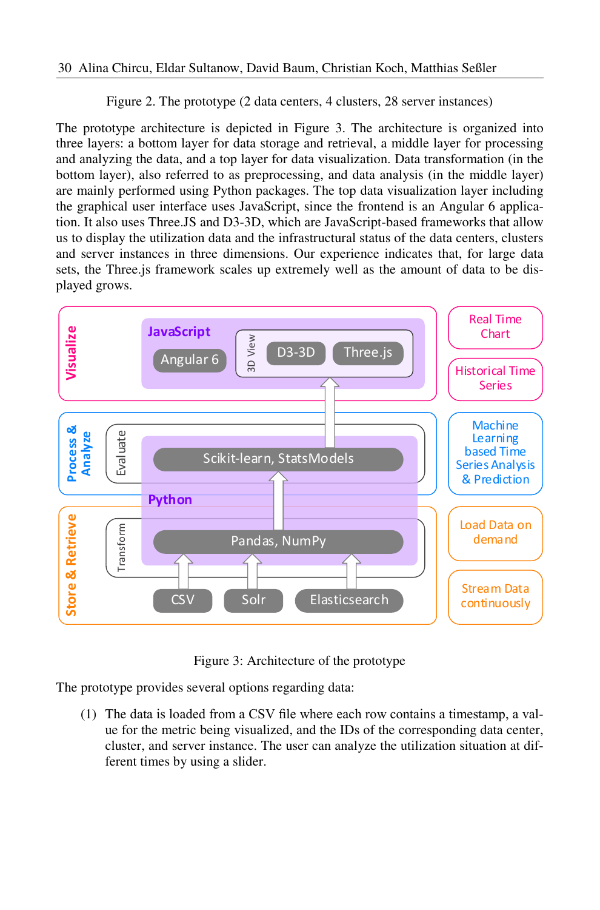Figure 2. The prototype (2 data centers, 4 clusters, 28 server instances)

The prototype architecture is depicted in Figure 3. The architecture is organized into three layers: a bottom layer for data storage and retrieval, a middle layer for processing and analyzing the data, and a top layer for data visualization. Data transformation (in the bottom layer), also referred to as preprocessing, and data analysis (in the middle layer) are mainly performed using Python packages. The top data visualization layer including the graphical user interface uses JavaScript, since the frontend is an Angular 6 application. It also uses Three.JS and D3-3D, which are JavaScript-based frameworks that allow us to display the utilization data and the infrastructural status of the data centers, clusters and server instances in three dimensions. Our experience indicates that, for large data sets, the Three.js framework scales up extremely well as the amount of data to be displayed grows.

Figure 3: Architecture of the prototype

The prototype provides several options regarding data:

(1) The data is loaded from a CSV file where each row contains a timestamp, a value for the metric being visualized, and the IDs of the corresponding data center, cluster, and server instance. The user can analyze the utilization situation at different times by using a slider.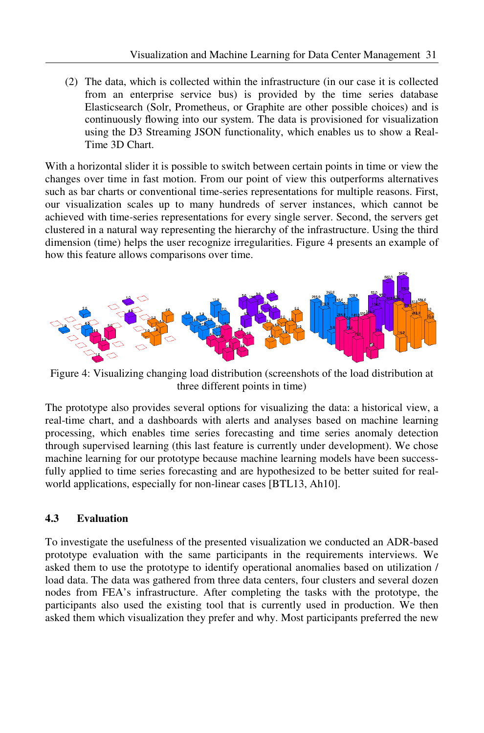(2) The data, which is collected within the infrastructure (in our case it is collected from an enterprise service bus) is provided by the time series database Elasticsearch (Solr, Prometheus, or Graphite are other possible choices) and is continuously flowing into our system. The data is provisioned for visualization using the D3 Streaming JSON functionality, which enables us to show a Real-Time 3D Chart.

With a horizontal slider it is possible to switch between certain points in time or view the changes over time in fast motion. From our point of view this outperforms alternatives such as bar charts or conventional time-series representations for multiple reasons. First, our visualization scales up to many hundreds of server instances, which cannot be achieved with time-series representations for every single server. Second, the servers get clustered in a natural way representing the hierarchy of the infrastructure. Using the third dimension (time) helps the user recognize irregularities. Figure 4 presents an example of how this feature allows comparisons over time.

Figure 4: Visualizing changing load distribution (screenshots of the load distribution at three different points in time)

The prototype also provides several options for visualizing the data: a historical view, a real-time chart, and a dashboards with alerts and analyses based on machine learning processing, which enables time series forecasting and time series anomaly detection through supervised learning (this last feature is currently under development). We chose machine learning for our prototype because machine learning models have been successfully applied to time series forecasting and are hypothesized to be better suited for real-world applications, especially for non-linear cases [BTL13, Ah10].

### 4.3 Evaluation

To investigate the usefulness of the presented visualization we conducted an ADR-based prototype evaluation with the same participants in the requirements interviews. We asked them to use the prototype to identify operational anomalies based on utilization / load data. The data was gathered from three data centers, four clusters and several dozen nodes from FEA's infrastructure. After completing the tasks with the prototype, the participants also used the existing tool that is currently used in production. We then asked them which visualization they prefer and why. Most participants preferred the new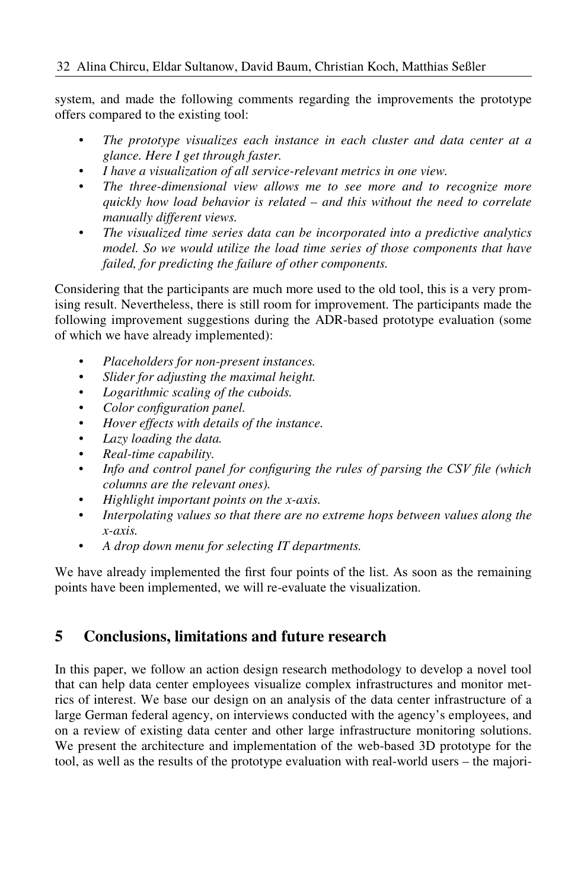system, and made the following comments regarding the improvements the prototype offers compared to the existing tool:

- *The prototype visualizes each instance in each cluster and data center at a glance. Here I get through faster.*
- *I have a visualization of all service-relevant metrics in one view.*
- *The three-dimensional view allows me to see more and to recognize more quickly how load behavior is related – and this without the need to correlate manually different views.*
- *The visualized time series data can be incorporated into a predictive analytics model. So we would utilize the load time series of those components that have failed, for predicting the failure of other components.*

Considering that the participants are much more used to the old tool, this is a very promising result. Nevertheless, there is still room for improvement. The participants made the following improvement suggestions during the ADR-based prototype evaluation (some of which we have already implemented):

- *Placeholders for non-present instances.*
- *Slider for adjusting the maximal height.*
- *Logarithmic scaling of the cuboids.*
- *Color configuration panel.*
- *Hover effects with details of the instance.*
- *Lazy loading the data.*
- *Real-time capability.*
- *Info and control panel for configuring the rules of parsing the CSV file (which columns are the relevant ones).*
- *Highlight important points on the x-axis.*
- *Interpolating values so that there are no extreme hops between values along the x-axis.*
- *A drop down menu for selecting IT departments.*

We have already implemented the first four points of the list. As soon as the remaining points have been implemented, we will re-evaluate the visualization.

## 5 Conclusions, limitations and future research

In this paper, we follow an action design research methodology to develop a novel tool that can help data center employees visualize complex infrastructures and monitor metrics of interest. We base our design on an analysis of the data center infrastructure of a large German federal agency, on interviews conducted with the agency's employees, and on a review of existing data center and other large infrastructure monitoring solutions. We present the architecture and implementation of the web-based 3D prototype for the tool, as well as the results of the prototype evaluation with real-world users – the majori-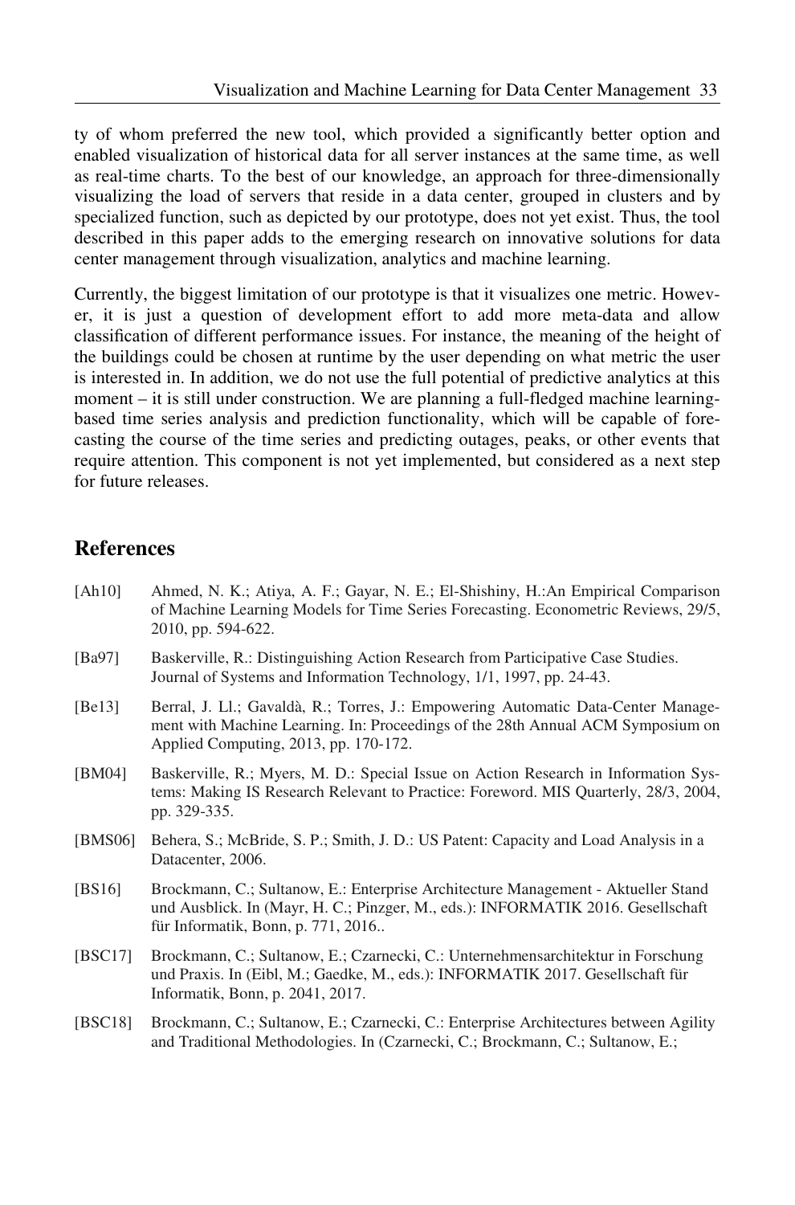ty of whom preferred the new tool, which provided a significantly better option and enabled visualization of historical data for all server instances at the same time, as well as real-time charts. To the best of our knowledge, an approach for three-dimensionally visualizing the load of servers that reside in a data center, grouped in clusters and by specialized function, such as depicted by our prototype, does not yet exist. Thus, the tool described in this paper adds to the emerging research on innovative solutions for data center management through visualization, analytics and machine learning.

Currently, the biggest limitation of our prototype is that it visualizes one metric. However, it is just a question of development effort to add more meta-data and allow classification of different performance issues. For instance, the meaning of the height of the buildings could be chosen at runtime by the user depending on what metric the user is interested in. In addition, we do not use the full potential of predictive analytics at this moment – it is still under construction. We are planning a full-fledged machine learning-based time series analysis and prediction functionality, which will be capable of forecasting the course of the time series and predicting outages, peaks, or other events that require attention. This component is not yet implemented, but considered as a next step for future releases.

## References

[Ah10] Ahmed, N. K.; Atiya, A. F.; Gayar, N. E.; El-Shishiny, H.:An Empirical Comparison of Machine Learning Models for Time Series Forecasting. Econometric Reviews, 29/5, 2010, pp. 594-622.

[Ba97] Baskerville, R.: Distinguishing Action Research from Participative Case Studies. Journal of Systems and Information Technology, 1/1, 1997, pp. 24-43.

[Be13] Berral, J. Ll.; Gavaldà, R.; Torres, J.: Empowering Automatic Data-Center Management with Machine Learning. In: Proceedings of the 28th Annual ACM Symposium on Applied Computing, 2013, pp. 170-172.

[BM04] Baskerville, R.; Myers, M. D.: Special Issue on Action Research in Information Systems: Making IS Research Relevant to Practice: Foreword. MIS Quarterly, 28/3, 2004, pp. 329-335.

[BMS06] Behera, S.; McBride, S. P.; Smith, J. D.: US Patent: Capacity and Load Analysis in a Datacenter, 2006.

[BS16] Brockmann, C.; Sultanow, E.: Enterprise Architecture Management - Aktueller Stand und Ausblick. In (Mayr, H. C.; Pinzger, M., eds.): INFORMATIK 2016. Gesellschaft für Informatik, Bonn, p. 771, 2016..

[BSC17] Brockmann, C.; Sultanow, E.; Czarnecki, C.: Unternehmensarchitektur in Forschung und Praxis. In (Eibl, M.; Gaedke, M., eds.): INFORMATIK 2017. Gesellschaft für Informatik, Bonn, p. 2041, 2017.

[BSC18] Brockmann, C.; Sultanow, E.; Czarnecki, C.: Enterprise Architectures between Agility and Traditional Methodologies. In (Czarnecki, C.; Brockmann, C.; Sultanow, E.;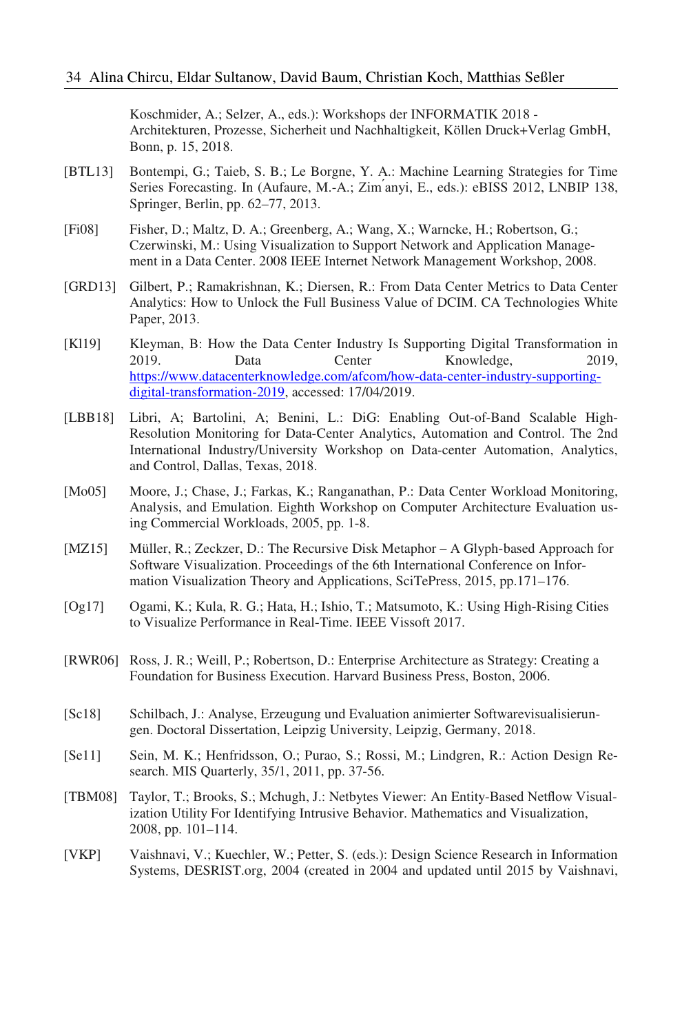Koschmider, A.; Selzer, A., eds.): Workshops der INFORMATIK 2018 - Architekturen, Prozesse, Sicherheit und Nachhaltigkeit, Köllen Druck+Verlag GmbH, Bonn, p. 15, 2018.

[BTL13] Bontempi, G.; Taieb, S. B.; Le Borgne, Y. A.: Machine Learning Strategies for Time Series Forecasting. In (Aufaure, M.-A.; Zimányi, E., eds.): eBISS 2012, LNBIP 138, Springer, Berlin, pp. 62–77, 2013.

[Fi08] Fisher, D.; Maltz, D. A.; Greenberg, A.; Wang, X.; Warncke, H.; Robertson, G.; Czerwinski, M.: Using Visualization to Support Network and Application Management in a Data Center. 2008 IEEE Internet Network Management Workshop, 2008.

[GRD13] Gilbert, P.; Ramakrishnan, K.; Diersen, R.: From Data Center Metrics to Data Center Analytics: How to Unlock the Full Business Value of DCIM. CA Technologies White Paper, 2013.

[Kl19] Kleyman, B: How the Data Center Industry Is Supporting Digital Transformation in 2019. Data Center Knowledge, 2019, https://www.datacenterknowledge.com/afcom/how-data-center-industry-supporting-digital-transformation-2019, accessed: 17/04/2019.

[LBB18] Libri, A; Bartolini, A; Benini, L.: DiG: Enabling Out-of-Band Scalable High-Resolution Monitoring for Data-Center Analytics, Automation and Control. The 2nd International Industry/University Workshop on Data-center Automation, Analytics, and Control, Dallas, Texas, 2018.

[Mo05] Moore, J.; Chase, J.; Farkas, K.; Ranganathan, P.: Data Center Workload Monitoring, Analysis, and Emulation. Eighth Workshop on Computer Architecture Evaluation using Commercial Workloads, 2005, pp. 1-8.

[MZ15] Müller, R.; Zeckzer, D.: The Recursive Disk Metaphor – A Glyph-based Approach for Software Visualization. Proceedings of the 6th International Conference on Information Visualization Theory and Applications, SciTePress, 2015, pp.171–176.

[Og17] Ogami, K.; Kula, R. G.; Hata, H.; Ishio, T.; Matsumoto, K.: Using High-Rising Cities to Visualize Performance in Real-Time. IEEE Vissoft 2017.

[RWR06] Ross, J. R.; Weill, P.; Robertson, D.: Enterprise Architecture as Strategy: Creating a Foundation for Business Execution. Harvard Business Press, Boston, 2006.

[Sc18] Schilbach, J.: Analyse, Erzeugung und Evaluation animierter Softwarevisualisierungen. Doctoral Dissertation, Leipzig University, Leipzig, Germany, 2018.

[Se11] Sein, M. K.; Henfridsson, O.; Purao, S.; Rossi, M.; Lindgren, R.: Action Design Research. MIS Quarterly, 35/1, 2011, pp. 37-56.

[TBM08] Taylor, T.; Brooks, S.; Mchugh, J.: Netbytes Viewer: An Entity-Based Netflow Visualization Utility For Identifying Intrusive Behavior. Mathematics and Visualization, 2008, pp. 101–114.

[VKP] Vaishnavi, V.; Kuechler, W.; Petter, S. (eds.): Design Science Research in Information Systems, DESRIST.org, 2004 (created in 2004 and updated until 2015 by Vaishnavi,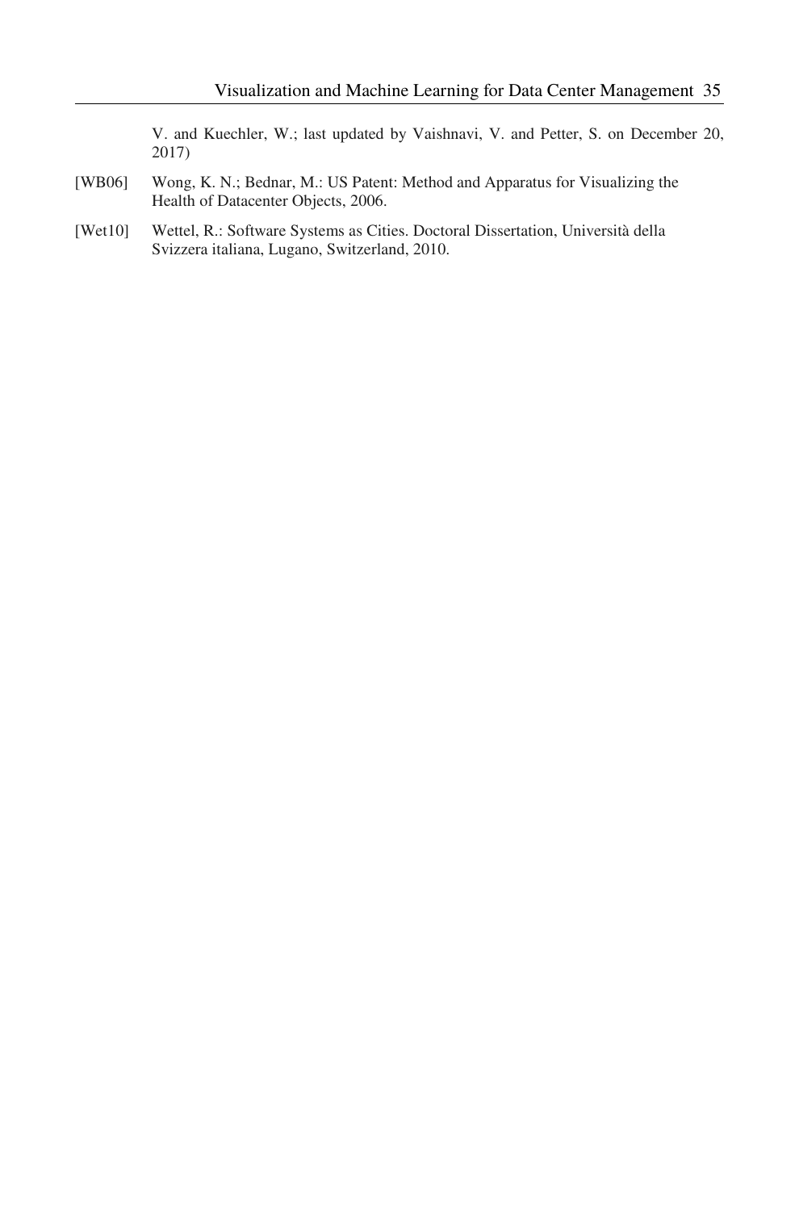V. and Kuechler, W.; last updated by Vaishnavi, V. and Petter, S. on December 20, 2017)

[WB06] Wong, K. N.; Bednar, M.: US Patent: Method and Apparatus for Visualizing the Health of Datacenter Objects, 2006.

[Wet10] Wettel, R.: Software Systems as Cities. Doctoral Dissertation, Università della Svizzera italiana, Lugano, Switzerland, 2010.